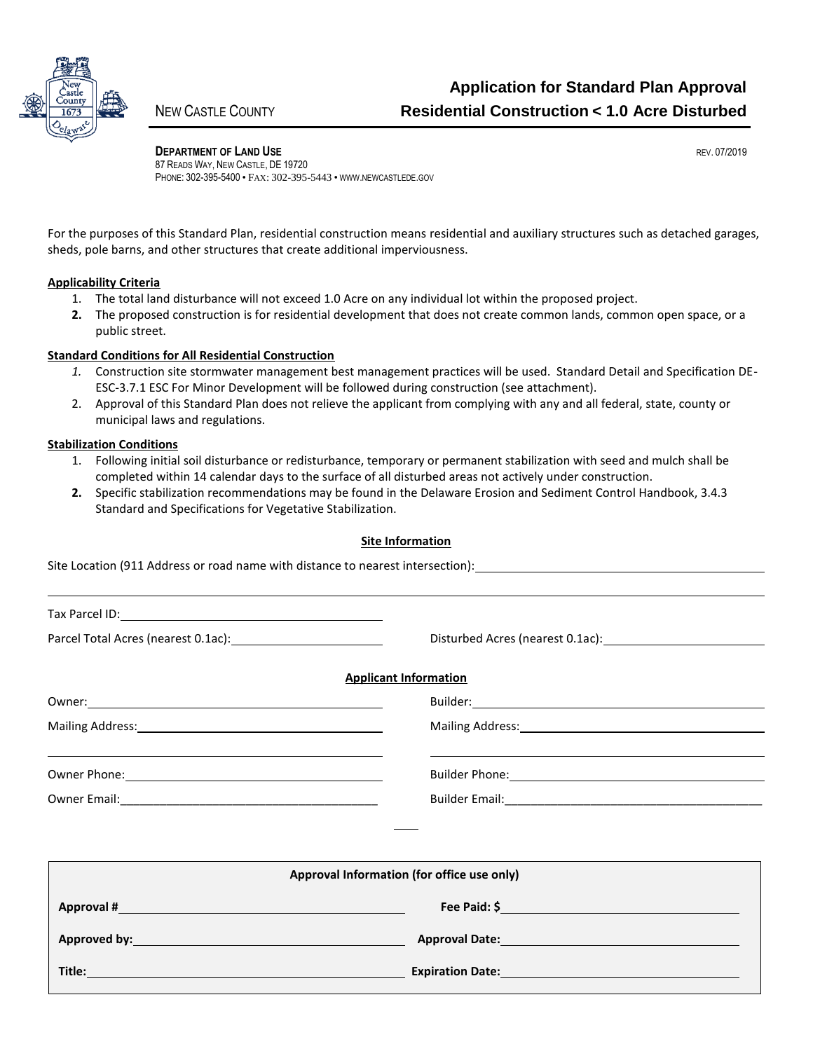NEW CASTLE COUNTY

# Application for Standard Plan Approval
# Residential Construction < 1.0 Acre Disturbed

**DEPARTMENT OF LAND USE**
87 READS WAY, NEW CASTLE, DE 19720
PHONE: 302-395-5400 • FAX: 302-395-5443 • WWW.NEWCASTLEDE.GOV

REV. 07/2019

For the purposes of this Standard Plan, residential construction means residential and auxiliary structures such as detached garages, sheds, pole barns, and other structures that create additional imperviousness.

**Applicability Criteria**

1. The total land disturbance will not exceed 1.0 Acre on any individual lot within the proposed project.
2. The proposed construction is for residential development that does not create common lands, common open space, or a public street.

**Standard Conditions for All Residential Construction**

1. Construction site stormwater management best management practices will be used. Standard Detail and Specification DE-ESC-3.7.1 ESC For Minor Development will be followed during construction (see attachment).
2. Approval of this Standard Plan does not relieve the applicant from complying with any and all federal, state, county or municipal laws and regulations.

**Stabilization Conditions**

1. Following initial soil disturbance or redisturbance, temporary or permanent stabilization with seed and mulch shall be completed within 14 calendar days to the surface of all disturbed areas not actively under construction.
2. Specific stabilization recommendations may be found in the Delaware Erosion and Sediment Control Handbook, 3.4.3 Standard and Specifications for Vegetative Stabilization.

**Site Information**

Site Location (911 Address or road name with distance to nearest intersection): ______________________________

______________________________________________________________________

Tax Parcel ID: ______________________

Parcel Total Acres (nearest 0.1ac): ______________ Disturbed Acres (nearest 0.1ac): ______________

**Applicant Information**

Owner: ______________________ Builder: ______________________

Mailing Address: ______________________ Mailing Address: ______________________

______________________ ______________________

Owner Phone: ______________________ Builder Phone: ______________________

Owner Email: ______________________ Builder Email: ______________________

| Approval Information (for office use only) | |
|---|---|
| **Approval #** ______________________ | **Fee Paid: $** ______________________ |
| **Approved by:** ______________________ | **Approval Date:** ______________________ |
| **Title:** ______________________ | **Expiration Date:** ______________________ |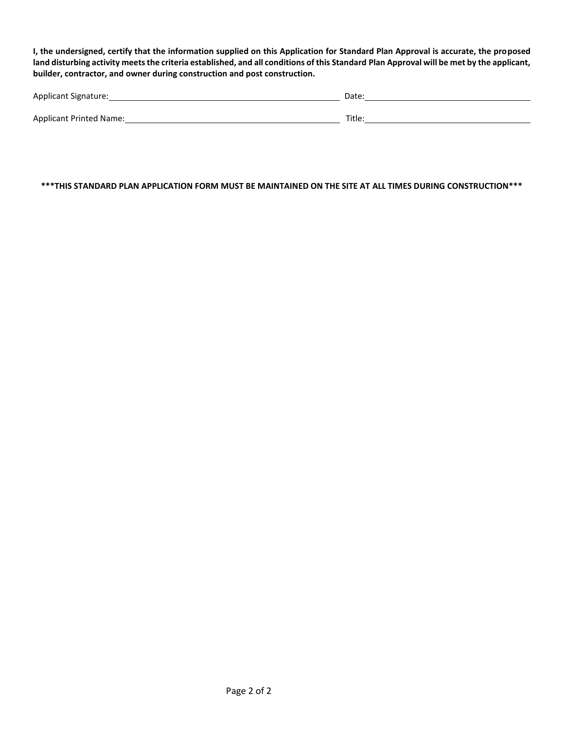**I, the undersigned, certify that the information supplied on this Application for Standard Plan Approval is accurate, the proposed land disturbing activity meets the criteria established, and all conditions of this Standard Plan Approval will be met by the applicant, builder, contractor, and owner during construction and post construction.**

Applicant Signature: \_\_\_\_\_\_\_\_\_\_\_\_\_\_\_\_\_\_\_\_\_\_\_\_\_\_\_\_\_\_\_\_\_\_\_\_ Date: \_\_\_\_\_\_\_\_\_\_\_\_\_\_\_\_\_\_\_\_\_\_\_\_\_\_\_\_

Applicant Printed Name: \_\_\_\_\_\_\_\_\_\_\_\_\_\_\_\_\_\_\_\_\_\_\_\_\_\_\_\_\_\_\_\_\_\_ Title: \_\_\_\_\_\_\_\_\_\_\_\_\_\_\_\_\_\_\_\_\_\_\_\_\_\_\_\_

**\*\*\*THIS STANDARD PLAN APPLICATION FORM MUST BE MAINTAINED ON THE SITE AT ALL TIMES DURING CONSTRUCTION\*\*\***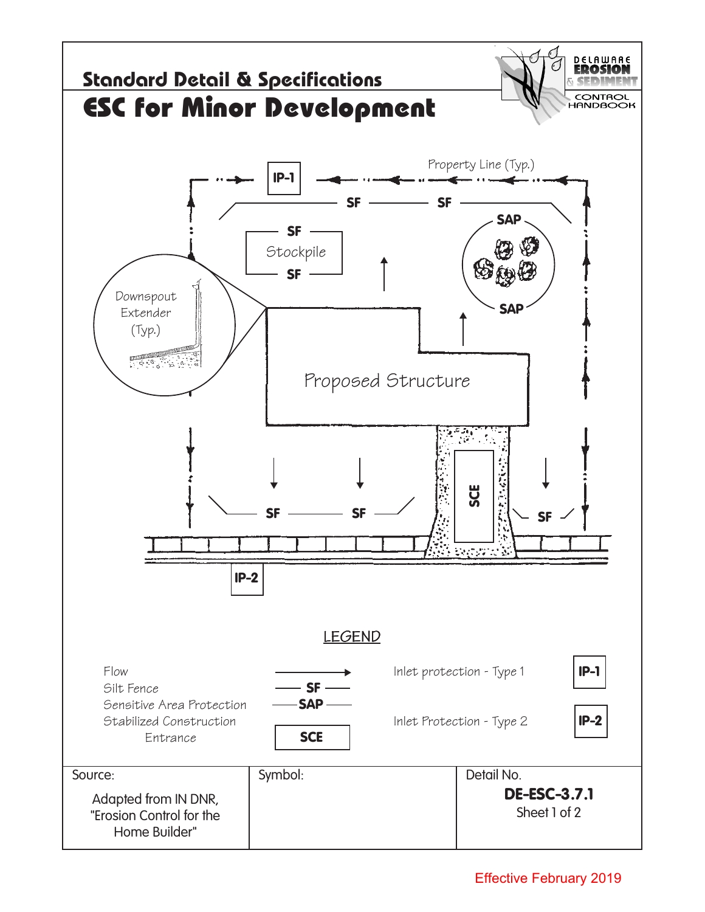# Standard Detail & Specifications

# ESC for Minor Development

DELAWARE EROSION & SEDIMENT CONTROL HANDBOOK

Property Line (Typ.)

IP-1

SF

Stockpile

SAP

Downspout Extender (Typ.)

Proposed Structure

SCE

IP-2

## LEGEND

| | | | |
|---|---|---|---|
| Flow | → | Inlet protection - Type 1 | IP-1 |
| Silt Fence | SF | | |
| Sensitive Area Protection | SAP | | |
| Stabilized Construction Entrance | SCE | Inlet Protection - Type 2 | IP-2 |

| Source: | Symbol: | Detail No. |
|---|---|---|
| Adapted from IN DNR, "Erosion Control for the Home Builder" | | **DE-ESC-3.7.1** Sheet 1 of 2 |

Effective February 2019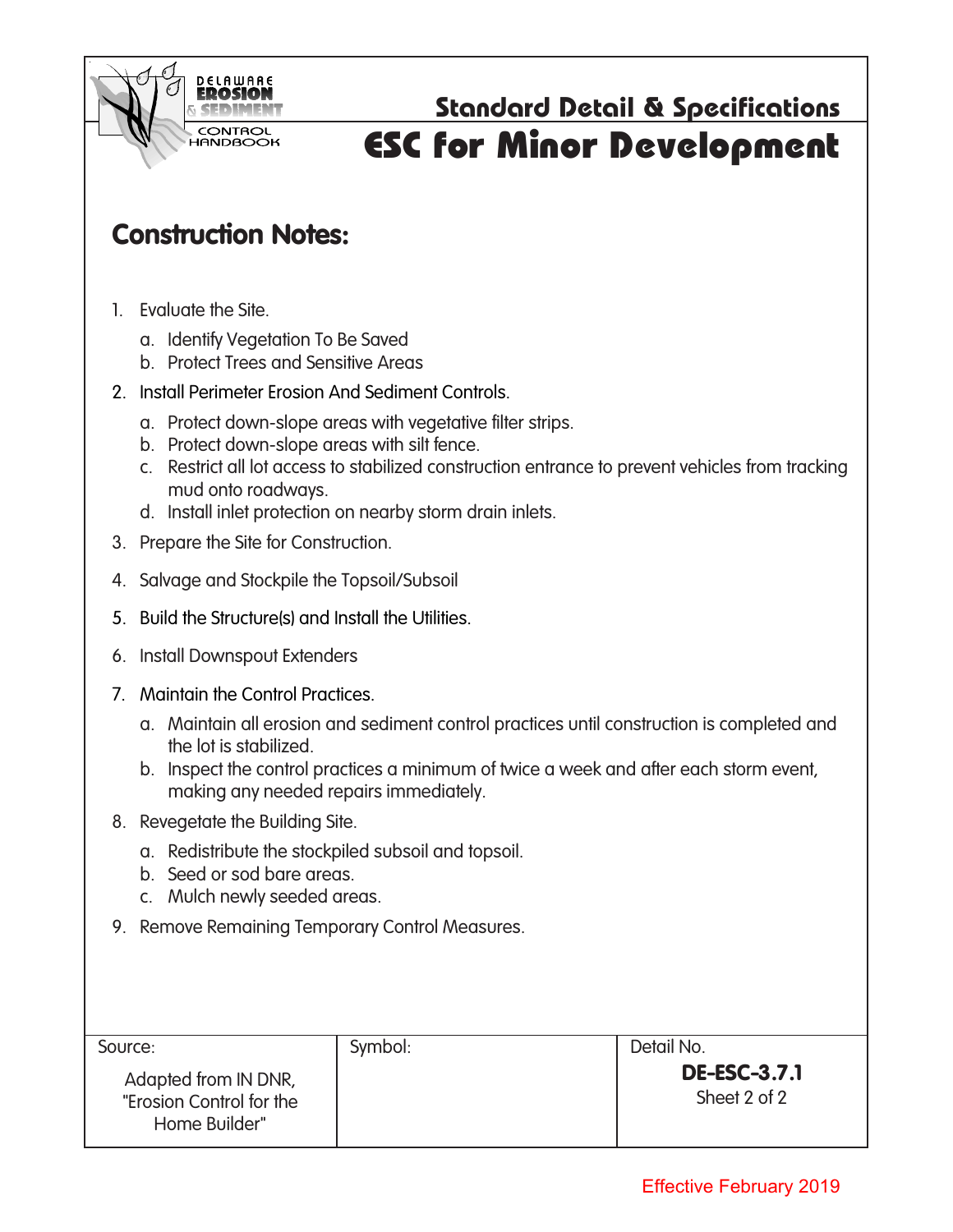# Standard Detail & Specifications

# ESC for Minor Development

## Construction Notes:

1. Evaluate the Site.
   a. Identify Vegetation To Be Saved
   b. Protect Trees and Sensitive Areas
2. Install Perimeter Erosion And Sediment Controls.
   a. Protect down-slope areas with vegetative filter strips.
   b. Protect down-slope areas with silt fence.
   c. Restrict all lot access to stabilized construction entrance to prevent vehicles from tracking mud onto roadways.
   d. Install inlet protection on nearby storm drain inlets.
3. Prepare the Site for Construction.
4. Salvage and Stockpile the Topsoil/Subsoil
5. Build the Structure(s) and Install the Utilities.
6. Install Downspout Extenders
7. Maintain the Control Practices.
   a. Maintain all erosion and sediment control practices until construction is completed and the lot is stabilized.
   b. Inspect the control practices a minimum of twice a week and after each storm event, making any needed repairs immediately.
8. Revegetate the Building Site.
   a. Redistribute the stockpiled subsoil and topsoil.
   b. Seed or sod bare areas.
   c. Mulch newly seeded areas.
9. Remove Remaining Temporary Control Measures.

| Source: | Symbol: | Detail No. |
|---|---|---|
| Adapted from IN DNR, "Erosion Control for the Home Builder" | | **DE-ESC-3.7.1** Sheet 2 of 2 |

Effective February 2019